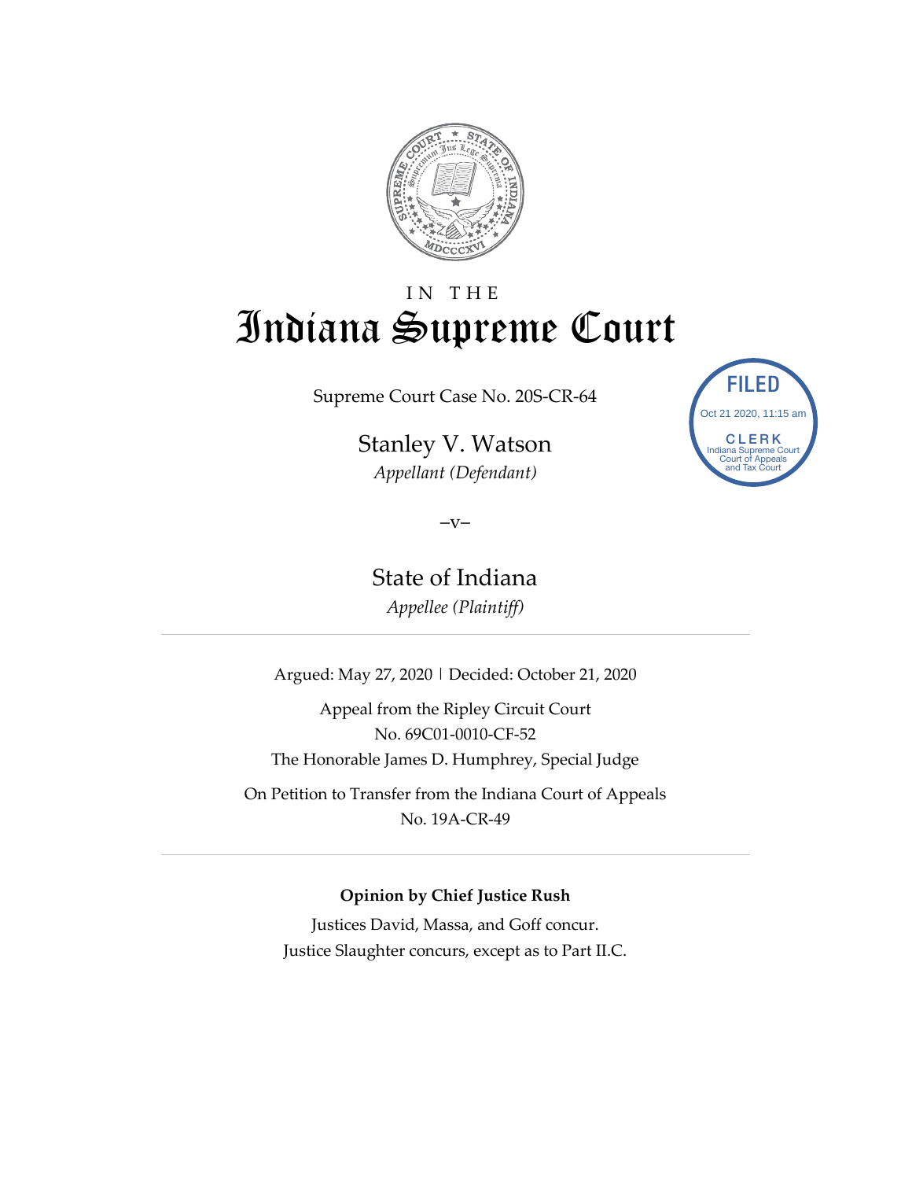# IN THE Indiana Supreme Court

FILED
Oct 21 2020, 11:15 am
CLERK
Indiana Supreme Court
Court of Appeals
and Tax Court

Supreme Court Case No. 20S-CR-64

Stanley V. Watson
*Appellant (Defendant)*

–v–

State of Indiana
*Appellee (Plaintiff)*

---

Argued: May 27, 2020 | Decided: October 21, 2020

Appeal from the Ripley Circuit Court
No. 69C01-0010-CF-52
The Honorable James D. Humphrey, Special Judge

On Petition to Transfer from the Indiana Court of Appeals
No. 19A-CR-49

---

**Opinion by Chief Justice Rush**

Justices David, Massa, and Goff concur.
Justice Slaughter concurs, except as to Part II.C.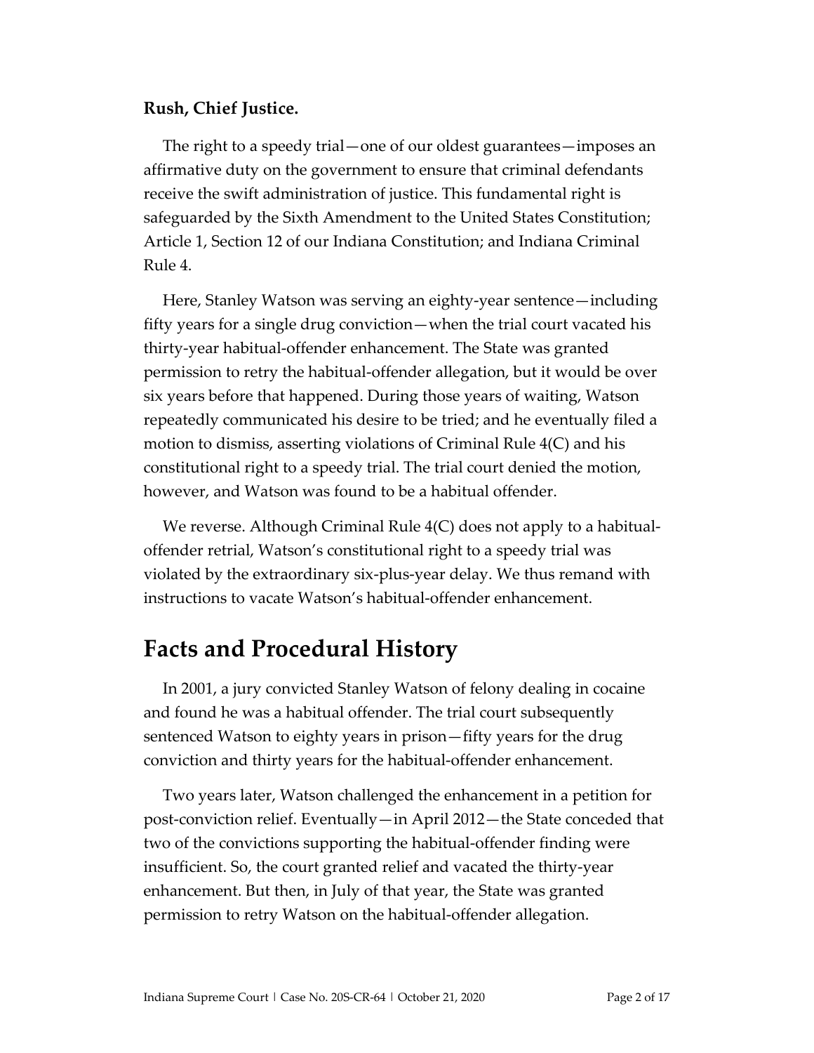**Rush, Chief Justice.**

The right to a speedy trial—one of our oldest guarantees—imposes an affirmative duty on the government to ensure that criminal defendants receive the swift administration of justice. This fundamental right is safeguarded by the Sixth Amendment to the United States Constitution; Article 1, Section 12 of our Indiana Constitution; and Indiana Criminal Rule 4.

Here, Stanley Watson was serving an eighty-year sentence—including fifty years for a single drug conviction—when the trial court vacated his thirty-year habitual-offender enhancement. The State was granted permission to retry the habitual-offender allegation, but it would be over six years before that happened. During those years of waiting, Watson repeatedly communicated his desire to be tried; and he eventually filed a motion to dismiss, asserting violations of Criminal Rule 4(C) and his constitutional right to a speedy trial. The trial court denied the motion, however, and Watson was found to be a habitual offender.

We reverse. Although Criminal Rule 4(C) does not apply to a habitual-offender retrial, Watson's constitutional right to a speedy trial was violated by the extraordinary six-plus-year delay. We thus remand with instructions to vacate Watson's habitual-offender enhancement.

# Facts and Procedural History

In 2001, a jury convicted Stanley Watson of felony dealing in cocaine and found he was a habitual offender. The trial court subsequently sentenced Watson to eighty years in prison—fifty years for the drug conviction and thirty years for the habitual-offender enhancement.

Two years later, Watson challenged the enhancement in a petition for post-conviction relief. Eventually—in April 2012—the State conceded that two of the convictions supporting the habitual-offender finding were insufficient. So, the court granted relief and vacated the thirty-year enhancement. But then, in July of that year, the State was granted permission to retry Watson on the habitual-offender allegation.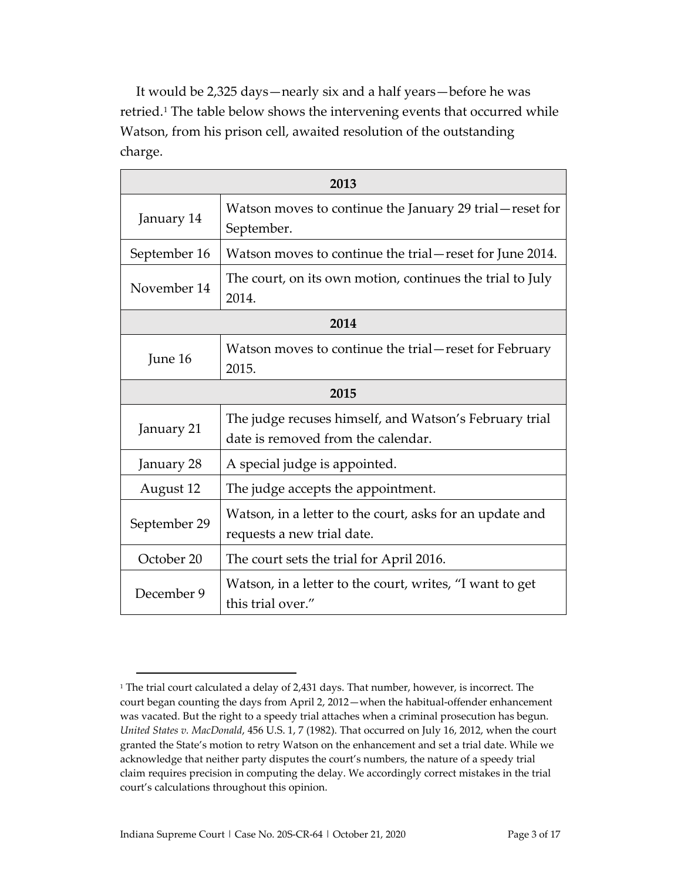It would be 2,325 days—nearly six and a half years—before he was retried.[1] The table below shows the intervening events that occurred while Watson, from his prison cell, awaited resolution of the outstanding charge.

| **2013** | |
|---|---|
| January 14 | Watson moves to continue the January 29 trial—reset for September. |
| September 16 | Watson moves to continue the trial—reset for June 2014. |
| November 14 | The court, on its own motion, continues the trial to July 2014. |
| **2014** | |
| June 16 | Watson moves to continue the trial—reset for February 2015. |
| **2015** | |
| January 21 | The judge recuses himself, and Watson's February trial date is removed from the calendar. |
| January 28 | A special judge is appointed. |
| August 12 | The judge accepts the appointment. |
| September 29 | Watson, in a letter to the court, asks for an update and requests a new trial date. |
| October 20 | The court sets the trial for April 2016. |
| December 9 | Watson, in a letter to the court, writes, "I want to get this trial over." |

[1] The trial court calculated a delay of 2,431 days. That number, however, is incorrect. The court began counting the days from April 2, 2012—when the habitual-offender enhancement was vacated. But the right to a speedy trial attaches when a criminal prosecution has begun. *United States v. MacDonald*, 456 U.S. 1, 7 (1982). That occurred on July 16, 2012, when the court granted the State's motion to retry Watson on the enhancement and set a trial date. While we acknowledge that neither party disputes the court's numbers, the nature of a speedy trial claim requires precision in computing the delay. We accordingly correct mistakes in the trial court's calculations throughout this opinion.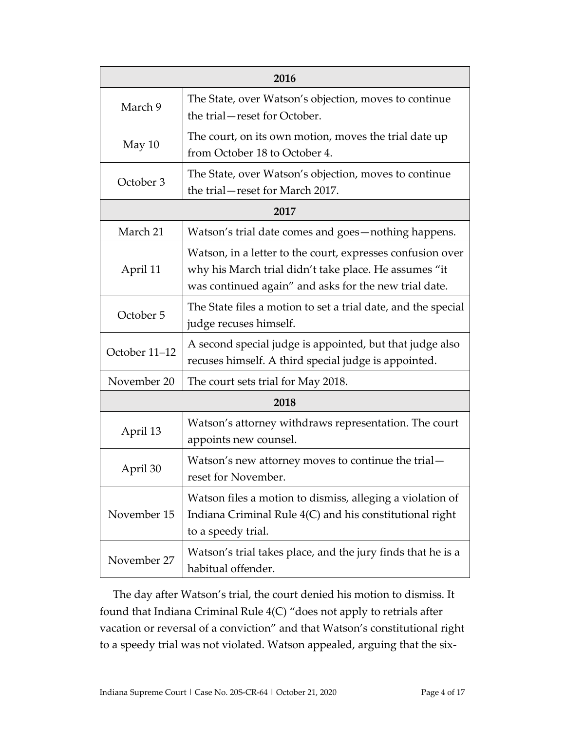| 2016 | |
|---|---|
| March 9 | The State, over Watson's objection, moves to continue the trial—reset for October. |
| May 10 | The court, on its own motion, moves the trial date up from October 18 to October 4. |
| October 3 | The State, over Watson's objection, moves to continue the trial—reset for March 2017. |
| **2017** | |
| March 21 | Watson's trial date comes and goes—nothing happens. |
| April 11 | Watson, in a letter to the court, expresses confusion over why his March trial didn't take place. He assumes "it was continued again" and asks for the new trial date. |
| October 5 | The State files a motion to set a trial date, and the special judge recuses himself. |
| October 11–12 | A second special judge is appointed, but that judge also recuses himself. A third special judge is appointed. |
| November 20 | The court sets trial for May 2018. |
| **2018** | |
| April 13 | Watson's attorney withdraws representation. The court appoints new counsel. |
| April 30 | Watson's new attorney moves to continue the trial—reset for November. |
| November 15 | Watson files a motion to dismiss, alleging a violation of Indiana Criminal Rule 4(C) and his constitutional right to a speedy trial. |
| November 27 | Watson's trial takes place, and the jury finds that he is a habitual offender. |

The day after Watson's trial, the court denied his motion to dismiss. It found that Indiana Criminal Rule 4(C) "does not apply to retrials after vacation or reversal of a conviction" and that Watson's constitutional right to a speedy trial was not violated. Watson appealed, arguing that the six-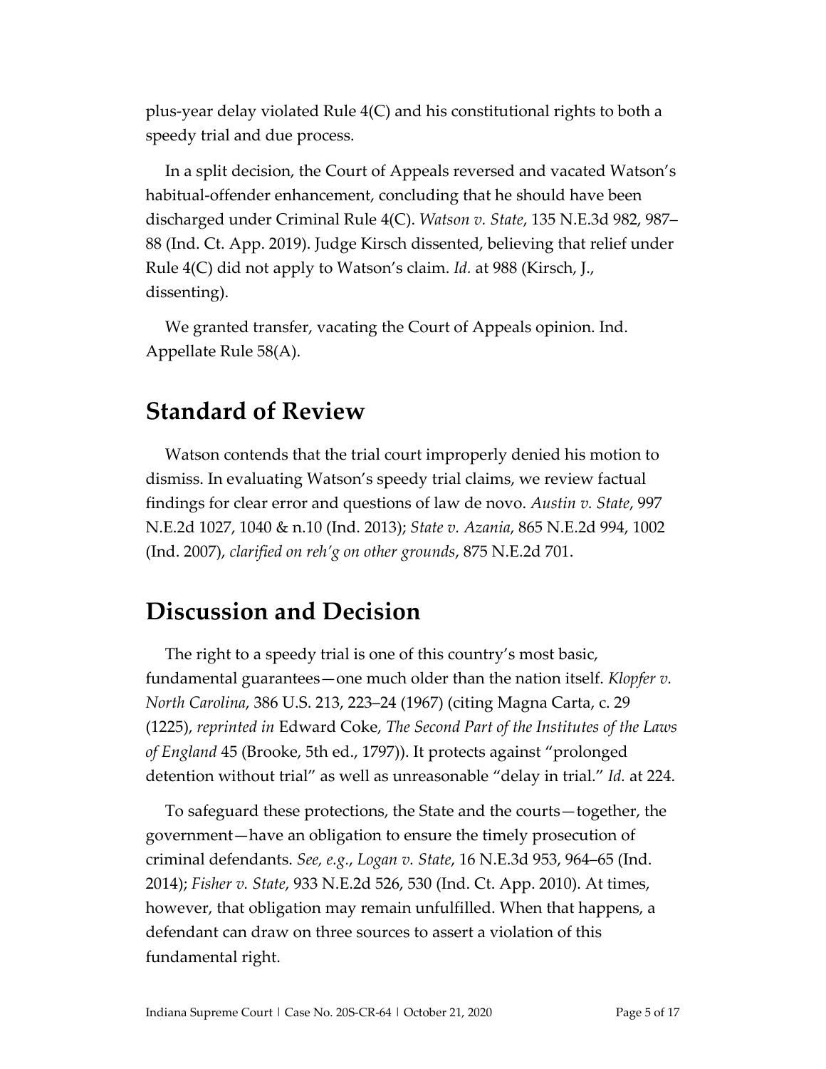plus-year delay violated Rule 4(C) and his constitutional rights to both a speedy trial and due process.

In a split decision, the Court of Appeals reversed and vacated Watson's habitual-offender enhancement, concluding that he should have been discharged under Criminal Rule 4(C). *Watson v. State*, 135 N.E.3d 982, 987–88 (Ind. Ct. App. 2019). Judge Kirsch dissented, believing that relief under Rule 4(C) did not apply to Watson's claim. *Id.* at 988 (Kirsch, J., dissenting).

We granted transfer, vacating the Court of Appeals opinion. Ind. Appellate Rule 58(A).

## Standard of Review

Watson contends that the trial court improperly denied his motion to dismiss. In evaluating Watson's speedy trial claims, we review factual findings for clear error and questions of law de novo. *Austin v. State*, 997 N.E.2d 1027, 1040 & n.10 (Ind. 2013); *State v. Azania*, 865 N.E.2d 994, 1002 (Ind. 2007), *clarified on reh'g on other grounds*, 875 N.E.2d 701.

## Discussion and Decision

The right to a speedy trial is one of this country's most basic, fundamental guarantees—one much older than the nation itself. *Klopfer v. North Carolina*, 386 U.S. 213, 223–24 (1967) (citing Magna Carta, c. 29 (1225), *reprinted in* Edward Coke, *The Second Part of the Institutes of the Laws of England* 45 (Brooke, 5th ed., 1797)). It protects against "prolonged detention without trial" as well as unreasonable "delay in trial." *Id.* at 224.

To safeguard these protections, the State and the courts—together, the government—have an obligation to ensure the timely prosecution of criminal defendants. *See, e.g.*, *Logan v. State*, 16 N.E.3d 953, 964–65 (Ind. 2014); *Fisher v. State*, 933 N.E.2d 526, 530 (Ind. Ct. App. 2010). At times, however, that obligation may remain unfulfilled. When that happens, a defendant can draw on three sources to assert a violation of this fundamental right.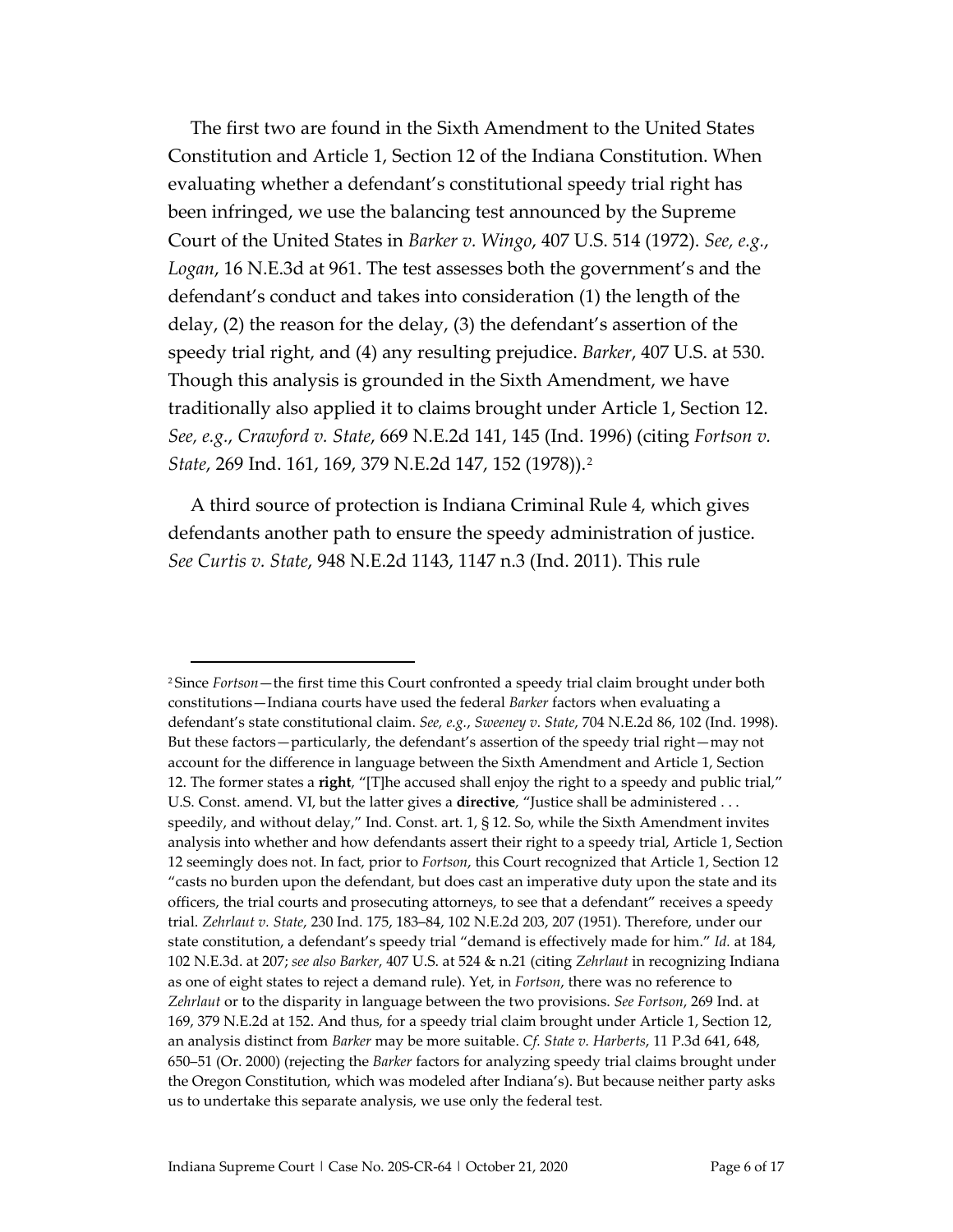The first two are found in the Sixth Amendment to the United States Constitution and Article 1, Section 12 of the Indiana Constitution. When evaluating whether a defendant's constitutional speedy trial right has been infringed, we use the balancing test announced by the Supreme Court of the United States in *Barker v. Wingo*, 407 U.S. 514 (1972). *See, e.g.*, *Logan*, 16 N.E.3d at 961. The test assesses both the government's and the defendant's conduct and takes into consideration (1) the length of the delay, (2) the reason for the delay, (3) the defendant's assertion of the speedy trial right, and (4) any resulting prejudice. *Barker*, 407 U.S. at 530. Though this analysis is grounded in the Sixth Amendment, we have traditionally also applied it to claims brought under Article 1, Section 12. *See, e.g.*, *Crawford v. State*, 669 N.E.2d 141, 145 (Ind. 1996) (citing *Fortson v. State*, 269 Ind. 161, 169, 379 N.E.2d 147, 152 (1978)).[2]

A third source of protection is Indiana Criminal Rule 4, which gives defendants another path to ensure the speedy administration of justice. *See Curtis v. State*, 948 N.E.2d 1143, 1147 n.3 (Ind. 2011). This rule

---

[2] Since *Fortson*—the first time this Court confronted a speedy trial claim brought under both constitutions—Indiana courts have used the federal *Barker* factors when evaluating a defendant's state constitutional claim. *See, e.g.*, *Sweeney v. State*, 704 N.E.2d 86, 102 (Ind. 1998). But these factors—particularly, the defendant's assertion of the speedy trial right—may not account for the difference in language between the Sixth Amendment and Article 1, Section 12. The former states a **right**, "[T]he accused shall enjoy the right to a speedy and public trial," U.S. Const. amend. VI, but the latter gives a **directive**, "Justice shall be administered . . . speedily, and without delay," Ind. Const. art. 1, § 12. So, while the Sixth Amendment invites analysis into whether and how defendants assert their right to a speedy trial, Article 1, Section 12 seemingly does not. In fact, prior to *Fortson*, this Court recognized that Article 1, Section 12 "casts no burden upon the defendant, but does cast an imperative duty upon the state and its officers, the trial courts and prosecuting attorneys, to see that a defendant" receives a speedy trial. *Zehrlaut v. State*, 230 Ind. 175, 183–84, 102 N.E.2d 203, 207 (1951). Therefore, under our state constitution, a defendant's speedy trial "demand is effectively made for him." *Id.* at 184, 102 N.E.3d. at 207; *see also Barker*, 407 U.S. at 524 & n.21 (citing *Zehrlaut* in recognizing Indiana as one of eight states to reject a demand rule). Yet, in *Fortson*, there was no reference to *Zehrlaut* or to the disparity in language between the two provisions. *See Fortson*, 269 Ind. at 169, 379 N.E.2d at 152. And thus, for a speedy trial claim brought under Article 1, Section 12, an analysis distinct from *Barker* may be more suitable. *Cf. State v. Harberts*, 11 P.3d 641, 648, 650–51 (Or. 2000) (rejecting the *Barker* factors for analyzing speedy trial claims brought under the Oregon Constitution, which was modeled after Indiana's). But because neither party asks us to undertake this separate analysis, we use only the federal test.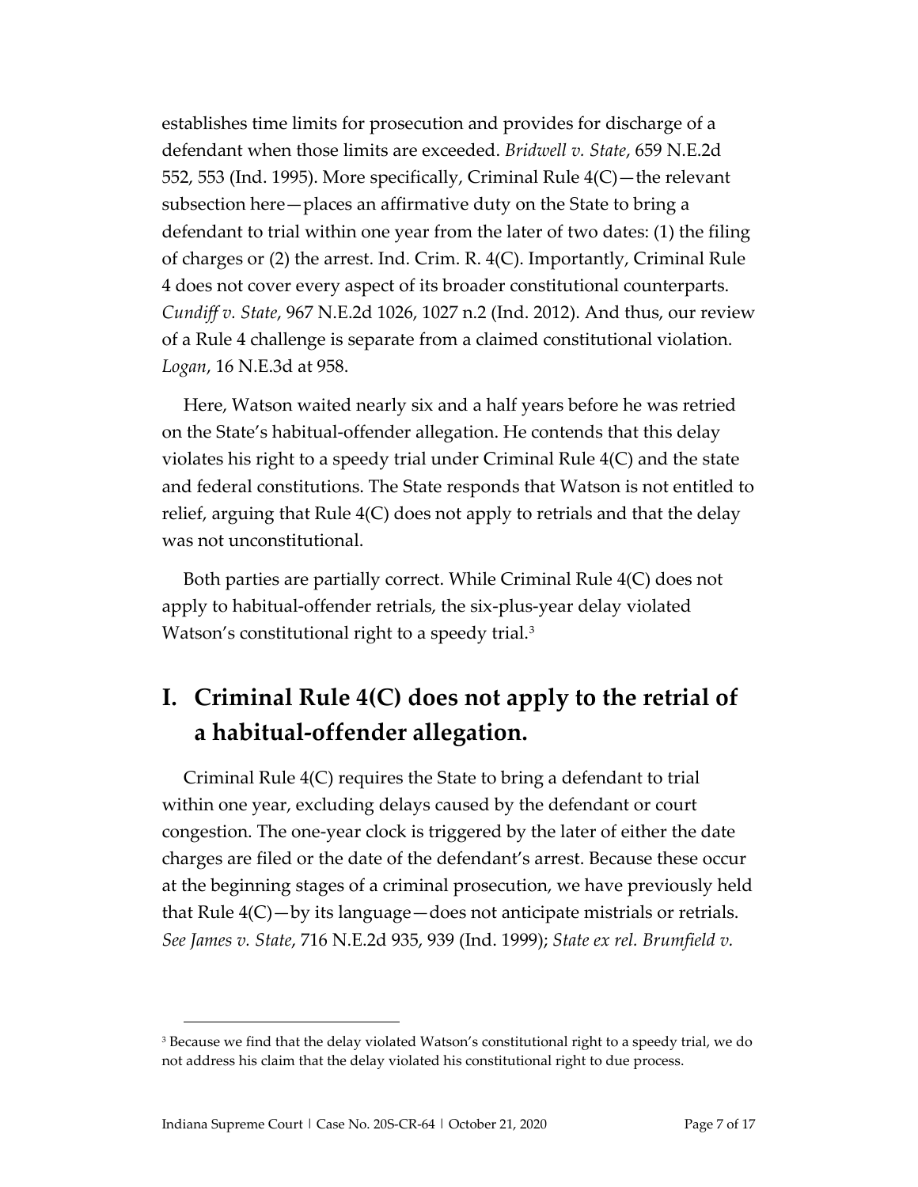establishes time limits for prosecution and provides for discharge of a defendant when those limits are exceeded. *Bridwell v. State*, 659 N.E.2d 552, 553 (Ind. 1995). More specifically, Criminal Rule 4(C)—the relevant subsection here—places an affirmative duty on the State to bring a defendant to trial within one year from the later of two dates: (1) the filing of charges or (2) the arrest. Ind. Crim. R. 4(C). Importantly, Criminal Rule 4 does not cover every aspect of its broader constitutional counterparts. *Cundiff v. State*, 967 N.E.2d 1026, 1027 n.2 (Ind. 2012). And thus, our review of a Rule 4 challenge is separate from a claimed constitutional violation. *Logan*, 16 N.E.3d at 958.

Here, Watson waited nearly six and a half years before he was retried on the State's habitual-offender allegation. He contends that this delay violates his right to a speedy trial under Criminal Rule 4(C) and the state and federal constitutions. The State responds that Watson is not entitled to relief, arguing that Rule 4(C) does not apply to retrials and that the delay was not unconstitutional.

Both parties are partially correct. While Criminal Rule 4(C) does not apply to habitual-offender retrials, the six-plus-year delay violated Watson's constitutional right to a speedy trial.[3]

## I. Criminal Rule 4(C) does not apply to the retrial of a habitual-offender allegation.

Criminal Rule 4(C) requires the State to bring a defendant to trial within one year, excluding delays caused by the defendant or court congestion. The one-year clock is triggered by the later of either the date charges are filed or the date of the defendant's arrest. Because these occur at the beginning stages of a criminal prosecution, we have previously held that Rule 4(C)—by its language—does not anticipate mistrials or retrials. *See James v. State*, 716 N.E.2d 935, 939 (Ind. 1999); *State ex rel. Brumfield v.*

[3] Because we find that the delay violated Watson's constitutional right to a speedy trial, we do not address his claim that the delay violated his constitutional right to due process.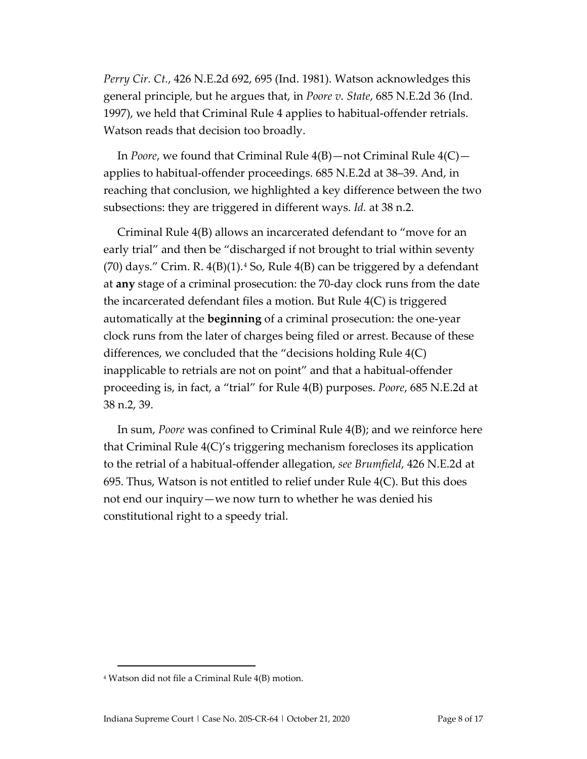*Perry Cir. Ct.*, 426 N.E.2d 692, 695 (Ind. 1981). Watson acknowledges this general principle, but he argues that, in *Poore v. State*, 685 N.E.2d 36 (Ind. 1997), we held that Criminal Rule 4 applies to habitual-offender retrials. Watson reads that decision too broadly.

In *Poore*, we found that Criminal Rule 4(B)—not Criminal Rule 4(C)—applies to habitual-offender proceedings. 685 N.E.2d at 38–39. And, in reaching that conclusion, we highlighted a key difference between the two subsections: they are triggered in different ways. *Id.* at 38 n.2.

Criminal Rule 4(B) allows an incarcerated defendant to "move for an early trial" and then be "discharged if not brought to trial within seventy (70) days." Crim. R. 4(B)(1).[4] So, Rule 4(B) can be triggered by a defendant at **any** stage of a criminal prosecution: the 70-day clock runs from the date the incarcerated defendant files a motion. But Rule 4(C) is triggered automatically at the **beginning** of a criminal prosecution: the one-year clock runs from the later of charges being filed or arrest. Because of these differences, we concluded that the "decisions holding Rule 4(C) inapplicable to retrials are not on point" and that a habitual-offender proceeding is, in fact, a "trial" for Rule 4(B) purposes. *Poore*, 685 N.E.2d at 38 n.2, 39.

In sum, *Poore* was confined to Criminal Rule 4(B); and we reinforce here that Criminal Rule 4(C)'s triggering mechanism forecloses its application to the retrial of a habitual-offender allegation, *see Brumfield*, 426 N.E.2d at 695. Thus, Watson is not entitled to relief under Rule 4(C). But this does not end our inquiry—we now turn to whether he was denied his constitutional right to a speedy trial.

---

[4] Watson did not file a Criminal Rule 4(B) motion.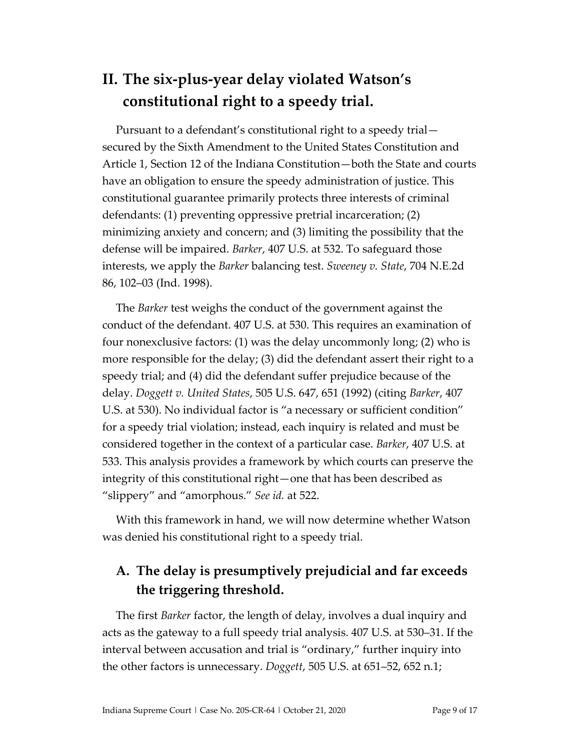## II. The six-plus-year delay violated Watson's constitutional right to a speedy trial.

Pursuant to a defendant's constitutional right to a speedy trial—secured by the Sixth Amendment to the United States Constitution and Article 1, Section 12 of the Indiana Constitution—both the State and courts have an obligation to ensure the speedy administration of justice. This constitutional guarantee primarily protects three interests of criminal defendants: (1) preventing oppressive pretrial incarceration; (2) minimizing anxiety and concern; and (3) limiting the possibility that the defense will be impaired. *Barker*, 407 U.S. at 532. To safeguard those interests, we apply the *Barker* balancing test. *Sweeney v. State*, 704 N.E.2d 86, 102–03 (Ind. 1998).

The *Barker* test weighs the conduct of the government against the conduct of the defendant. 407 U.S. at 530. This requires an examination of four nonexclusive factors: (1) was the delay uncommonly long; (2) who is more responsible for the delay; (3) did the defendant assert their right to a speedy trial; and (4) did the defendant suffer prejudice because of the delay. *Doggett v. United States*, 505 U.S. 647, 651 (1992) (citing *Barker*, 407 U.S. at 530). No individual factor is "a necessary or sufficient condition" for a speedy trial violation; instead, each inquiry is related and must be considered together in the context of a particular case. *Barker*, 407 U.S. at 533. This analysis provides a framework by which courts can preserve the integrity of this constitutional right—one that has been described as "slippery" and "amorphous." *See id.* at 522.

With this framework in hand, we will now determine whether Watson was denied his constitutional right to a speedy trial.

### A. The delay is presumptively prejudicial and far exceeds the triggering threshold.

The first *Barker* factor, the length of delay, involves a dual inquiry and acts as the gateway to a full speedy trial analysis. 407 U.S. at 530–31. If the interval between accusation and trial is "ordinary," further inquiry into the other factors is unnecessary. *Doggett*, 505 U.S. at 651–52, 652 n.1;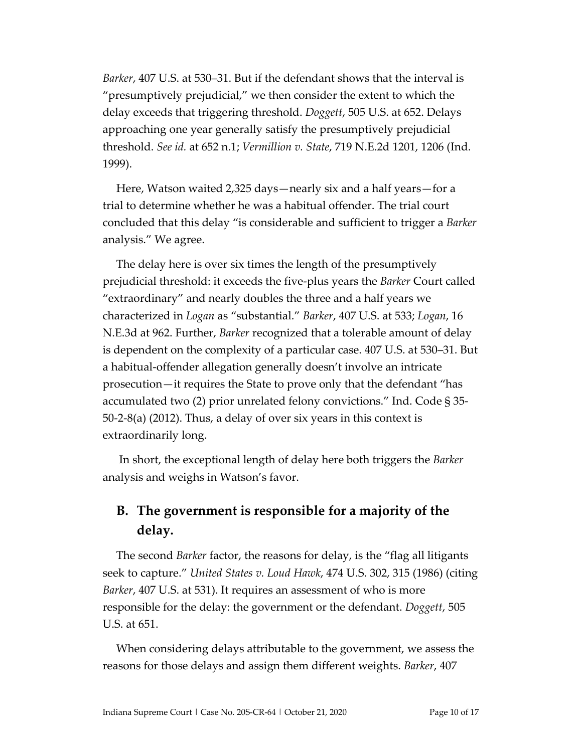*Barker*, 407 U.S. at 530–31. But if the defendant shows that the interval is "presumptively prejudicial," we then consider the extent to which the delay exceeds that triggering threshold. *Doggett*, 505 U.S. at 652. Delays approaching one year generally satisfy the presumptively prejudicial threshold. *See id.* at 652 n.1; *Vermillion v. State*, 719 N.E.2d 1201, 1206 (Ind. 1999).

Here, Watson waited 2,325 days—nearly six and a half years—for a trial to determine whether he was a habitual offender. The trial court concluded that this delay "is considerable and sufficient to trigger a *Barker* analysis." We agree.

The delay here is over six times the length of the presumptively prejudicial threshold: it exceeds the five-plus years the *Barker* Court called "extraordinary" and nearly doubles the three and a half years we characterized in *Logan* as "substantial." *Barker*, 407 U.S. at 533; *Logan*, 16 N.E.3d at 962. Further, *Barker* recognized that a tolerable amount of delay is dependent on the complexity of a particular case. 407 U.S. at 530–31. But a habitual-offender allegation generally doesn't involve an intricate prosecution—it requires the State to prove only that the defendant "has accumulated two (2) prior unrelated felony convictions." Ind. Code § 35-50-2-8(a) (2012). Thus, a delay of over six years in this context is extraordinarily long.

In short, the exceptional length of delay here both triggers the *Barker* analysis and weighs in Watson's favor.

## B. The government is responsible for a majority of the delay.

The second *Barker* factor, the reasons for delay, is the "flag all litigants seek to capture." *United States v. Loud Hawk*, 474 U.S. 302, 315 (1986) (citing *Barker*, 407 U.S. at 531). It requires an assessment of who is more responsible for the delay: the government or the defendant. *Doggett*, 505 U.S. at 651.

When considering delays attributable to the government, we assess the reasons for those delays and assign them different weights. *Barker*, 407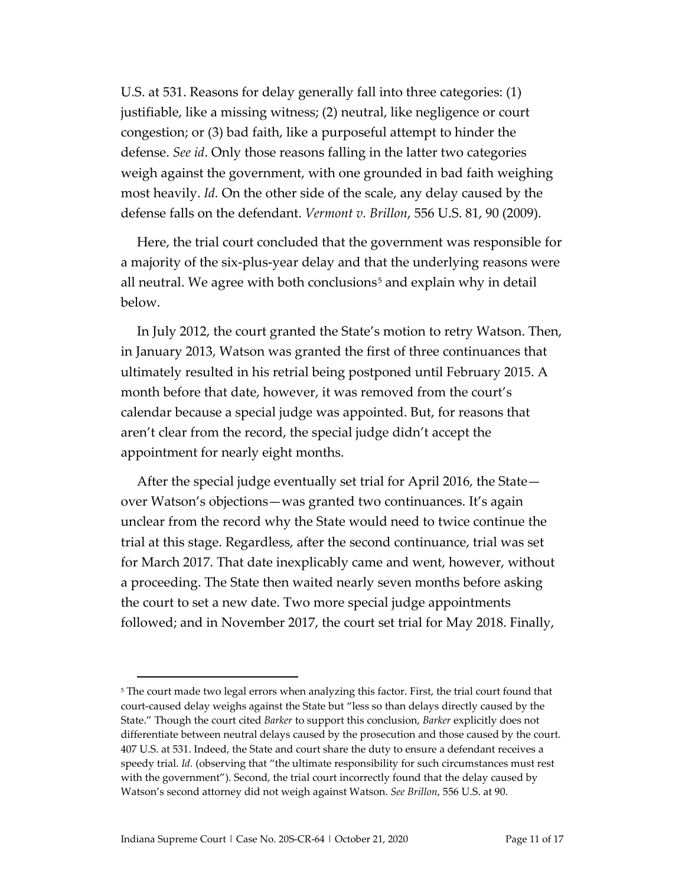U.S. at 531. Reasons for delay generally fall into three categories: (1) justifiable, like a missing witness; (2) neutral, like negligence or court congestion; or (3) bad faith, like a purposeful attempt to hinder the defense. *See id*. Only those reasons falling in the latter two categories weigh against the government, with one grounded in bad faith weighing most heavily. *Id.* On the other side of the scale, any delay caused by the defense falls on the defendant. *Vermont v. Brillon*, 556 U.S. 81, 90 (2009).

Here, the trial court concluded that the government was responsible for a majority of the six-plus-year delay and that the underlying reasons were all neutral. We agree with both conclusions[5] and explain why in detail below.

In July 2012, the court granted the State's motion to retry Watson. Then, in January 2013, Watson was granted the first of three continuances that ultimately resulted in his retrial being postponed until February 2015. A month before that date, however, it was removed from the court's calendar because a special judge was appointed. But, for reasons that aren't clear from the record, the special judge didn't accept the appointment for nearly eight months.

After the special judge eventually set trial for April 2016, the State—over Watson's objections—was granted two continuances. It's again unclear from the record why the State would need to twice continue the trial at this stage. Regardless, after the second continuance, trial was set for March 2017. That date inexplicably came and went, however, without a proceeding. The State then waited nearly seven months before asking the court to set a new date. Two more special judge appointments followed; and in November 2017, the court set trial for May 2018. Finally,

---

[5] The court made two legal errors when analyzing this factor. First, the trial court found that court-caused delay weighs against the State but "less so than delays directly caused by the State." Though the court cited *Barker* to support this conclusion, *Barker* explicitly does not differentiate between neutral delays caused by the prosecution and those caused by the court. 407 U.S. at 531. Indeed, the State and court share the duty to ensure a defendant receives a speedy trial. *Id.* (observing that "the ultimate responsibility for such circumstances must rest with the government"). Second, the trial court incorrectly found that the delay caused by Watson's second attorney did not weigh against Watson. *See Brillon*, 556 U.S. at 90.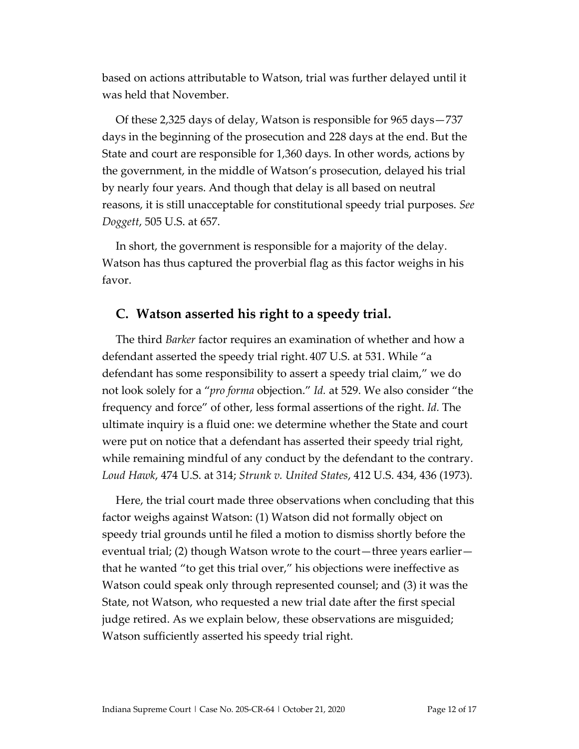based on actions attributable to Watson, trial was further delayed until it was held that November.

Of these 2,325 days of delay, Watson is responsible for 965 days—737 days in the beginning of the prosecution and 228 days at the end. But the State and court are responsible for 1,360 days. In other words, actions by the government, in the middle of Watson's prosecution, delayed his trial by nearly four years. And though that delay is all based on neutral reasons, it is still unacceptable for constitutional speedy trial purposes. *See Doggett*, 505 U.S. at 657.

In short, the government is responsible for a majority of the delay. Watson has thus captured the proverbial flag as this factor weighs in his favor.

## C. Watson asserted his right to a speedy trial.

The third *Barker* factor requires an examination of whether and how a defendant asserted the speedy trial right. 407 U.S. at 531. While "a defendant has some responsibility to assert a speedy trial claim," we do not look solely for a "*pro forma* objection." *Id.* at 529. We also consider "the frequency and force" of other, less formal assertions of the right. *Id.* The ultimate inquiry is a fluid one: we determine whether the State and court were put on notice that a defendant has asserted their speedy trial right, while remaining mindful of any conduct by the defendant to the contrary. *Loud Hawk*, 474 U.S. at 314; *Strunk v. United States*, 412 U.S. 434, 436 (1973).

Here, the trial court made three observations when concluding that this factor weighs against Watson: (1) Watson did not formally object on speedy trial grounds until he filed a motion to dismiss shortly before the eventual trial; (2) though Watson wrote to the court—three years earlier—that he wanted "to get this trial over," his objections were ineffective as Watson could speak only through represented counsel; and (3) it was the State, not Watson, who requested a new trial date after the first special judge retired. As we explain below, these observations are misguided; Watson sufficiently asserted his speedy trial right.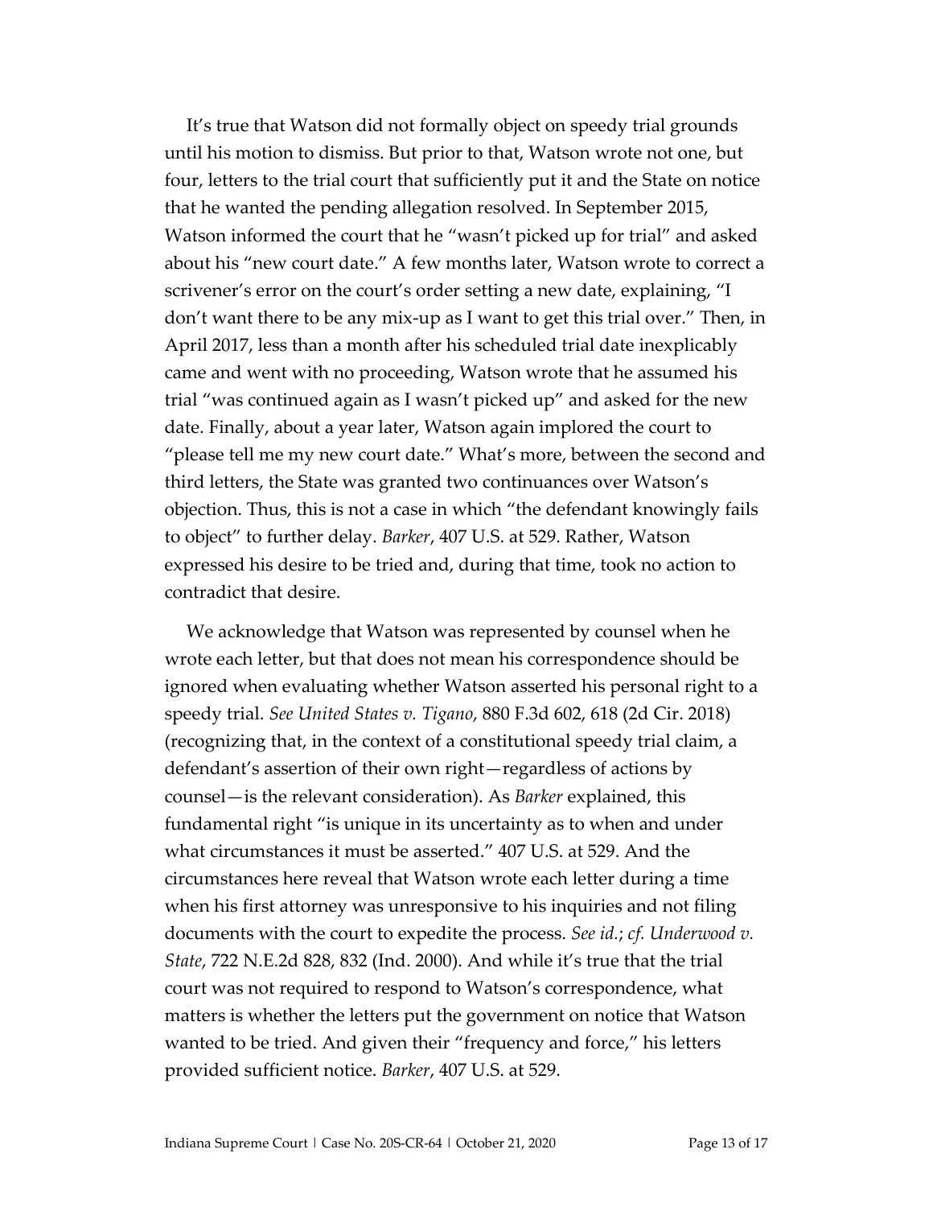It's true that Watson did not formally object on speedy trial grounds until his motion to dismiss. But prior to that, Watson wrote not one, but four, letters to the trial court that sufficiently put it and the State on notice that he wanted the pending allegation resolved. In September 2015, Watson informed the court that he "wasn't picked up for trial" and asked about his "new court date." A few months later, Watson wrote to correct a scrivener's error on the court's order setting a new date, explaining, "I don't want there to be any mix-up as I want to get this trial over." Then, in April 2017, less than a month after his scheduled trial date inexplicably came and went with no proceeding, Watson wrote that he assumed his trial "was continued again as I wasn't picked up" and asked for the new date. Finally, about a year later, Watson again implored the court to "please tell me my new court date." What's more, between the second and third letters, the State was granted two continuances over Watson's objection. Thus, this is not a case in which "the defendant knowingly fails to object" to further delay. *Barker*, 407 U.S. at 529. Rather, Watson expressed his desire to be tried and, during that time, took no action to contradict that desire.

We acknowledge that Watson was represented by counsel when he wrote each letter, but that does not mean his correspondence should be ignored when evaluating whether Watson asserted his personal right to a speedy trial. *See United States v. Tigano*, 880 F.3d 602, 618 (2d Cir. 2018) (recognizing that, in the context of a constitutional speedy trial claim, a defendant's assertion of their own right—regardless of actions by counsel—is the relevant consideration). As *Barker* explained, this fundamental right "is unique in its uncertainty as to when and under what circumstances it must be asserted." 407 U.S. at 529. And the circumstances here reveal that Watson wrote each letter during a time when his first attorney was unresponsive to his inquiries and not filing documents with the court to expedite the process. *See id.*; *cf. Underwood v. State*, 722 N.E.2d 828, 832 (Ind. 2000). And while it's true that the trial court was not required to respond to Watson's correspondence, what matters is whether the letters put the government on notice that Watson wanted to be tried. And given their "frequency and force," his letters provided sufficient notice. *Barker*, 407 U.S. at 529.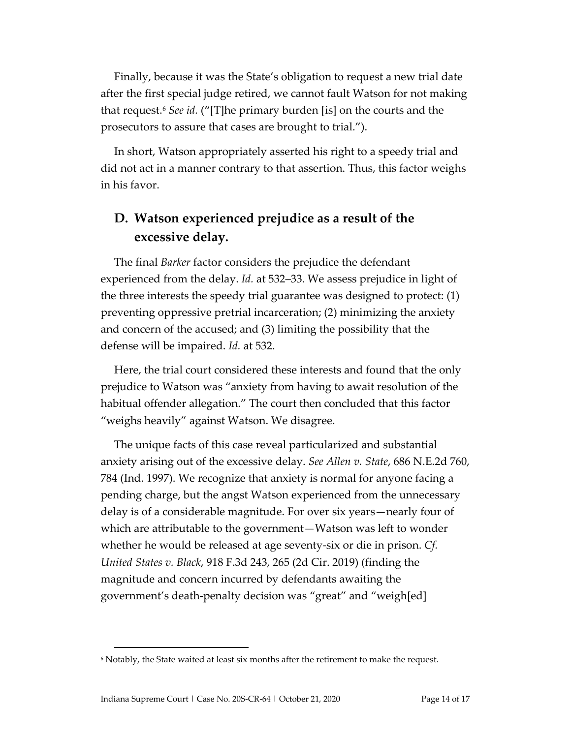Finally, because it was the State's obligation to request a new trial date after the first special judge retired, we cannot fault Watson for not making that request.[6] *See id.* ("[T]he primary burden [is] on the courts and the prosecutors to assure that cases are brought to trial.").

In short, Watson appropriately asserted his right to a speedy trial and did not act in a manner contrary to that assertion. Thus, this factor weighs in his favor.

## D. Watson experienced prejudice as a result of the excessive delay.

The final *Barker* factor considers the prejudice the defendant experienced from the delay. *Id.* at 532–33. We assess prejudice in light of the three interests the speedy trial guarantee was designed to protect: (1) preventing oppressive pretrial incarceration; (2) minimizing the anxiety and concern of the accused; and (3) limiting the possibility that the defense will be impaired. *Id.* at 532.

Here, the trial court considered these interests and found that the only prejudice to Watson was "anxiety from having to await resolution of the habitual offender allegation." The court then concluded that this factor "weighs heavily" against Watson. We disagree.

The unique facts of this case reveal particularized and substantial anxiety arising out of the excessive delay. *See Allen v. State*, 686 N.E.2d 760, 784 (Ind. 1997). We recognize that anxiety is normal for anyone facing a pending charge, but the angst Watson experienced from the unnecessary delay is of a considerable magnitude. For over six years—nearly four of which are attributable to the government—Watson was left to wonder whether he would be released at age seventy-six or die in prison. *Cf. United States v. Black*, 918 F.3d 243, 265 (2d Cir. 2019) (finding the magnitude and concern incurred by defendants awaiting the government's death-penalty decision was "great" and "weigh[ed]

[6] Notably, the State waited at least six months after the retirement to make the request.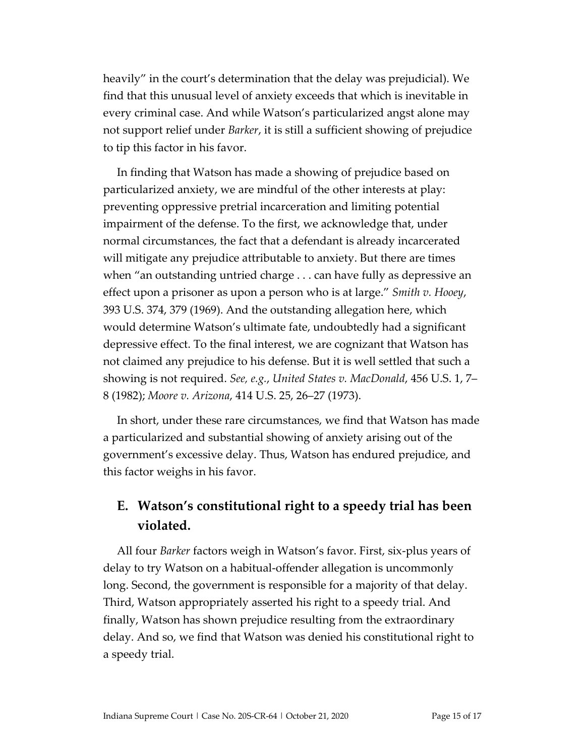heavily" in the court's determination that the delay was prejudicial). We find that this unusual level of anxiety exceeds that which is inevitable in every criminal case. And while Watson's particularized angst alone may not support relief under *Barker*, it is still a sufficient showing of prejudice to tip this factor in his favor.

In finding that Watson has made a showing of prejudice based on particularized anxiety, we are mindful of the other interests at play: preventing oppressive pretrial incarceration and limiting potential impairment of the defense. To the first, we acknowledge that, under normal circumstances, the fact that a defendant is already incarcerated will mitigate any prejudice attributable to anxiety. But there are times when "an outstanding untried charge . . . can have fully as depressive an effect upon a prisoner as upon a person who is at large." *Smith v. Hooey*, 393 U.S. 374, 379 (1969). And the outstanding allegation here, which would determine Watson's ultimate fate, undoubtedly had a significant depressive effect. To the final interest, we are cognizant that Watson has not claimed any prejudice to his defense. But it is well settled that such a showing is not required. *See, e.g.*, *United States v. MacDonald*, 456 U.S. 1, 7–8 (1982); *Moore v. Arizona*, 414 U.S. 25, 26–27 (1973).

In short, under these rare circumstances, we find that Watson has made a particularized and substantial showing of anxiety arising out of the government's excessive delay. Thus, Watson has endured prejudice, and this factor weighs in his favor.

## E. Watson's constitutional right to a speedy trial has been violated.

All four *Barker* factors weigh in Watson's favor. First, six-plus years of delay to try Watson on a habitual-offender allegation is uncommonly long. Second, the government is responsible for a majority of that delay. Third, Watson appropriately asserted his right to a speedy trial. And finally, Watson has shown prejudice resulting from the extraordinary delay. And so, we find that Watson was denied his constitutional right to a speedy trial.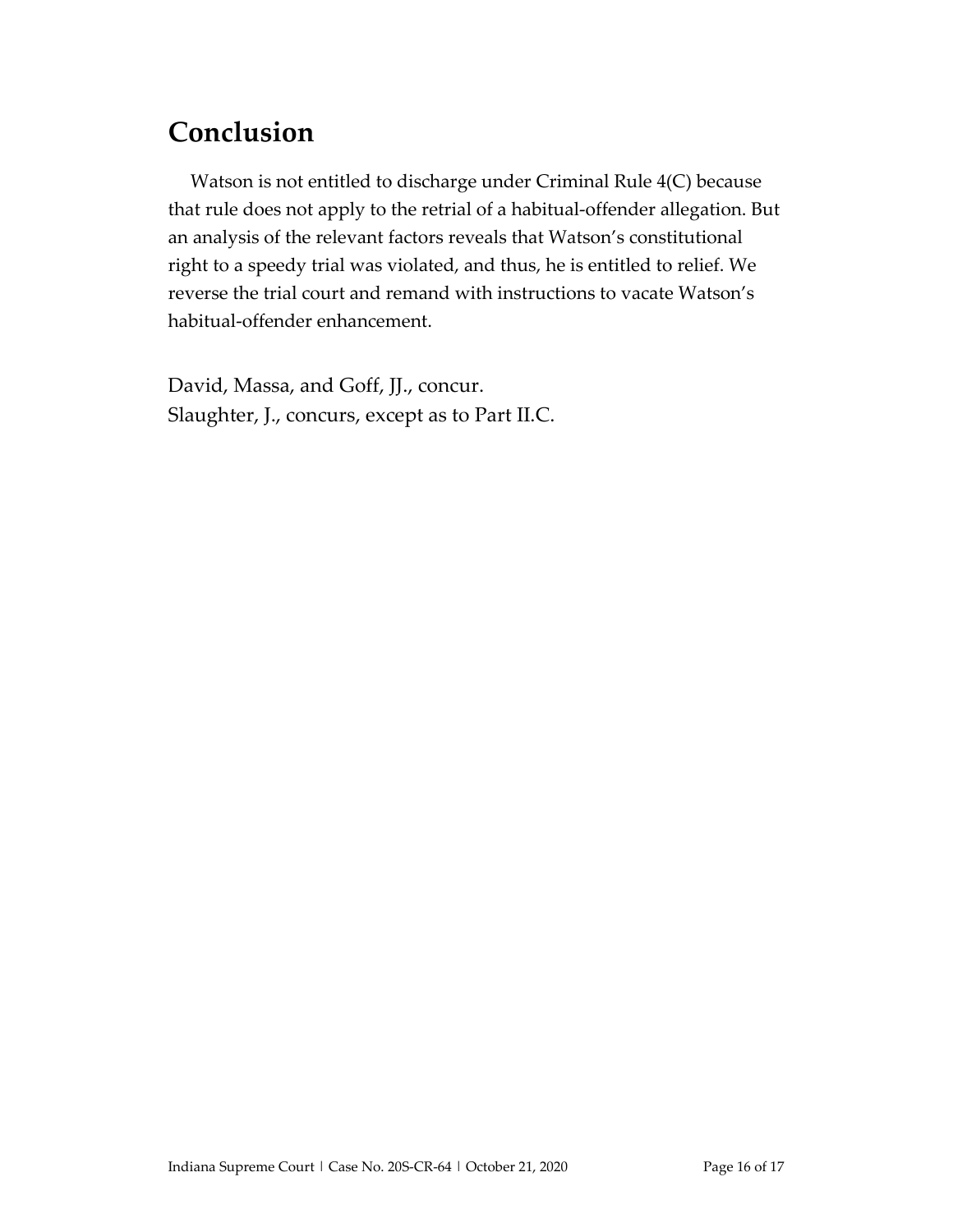## Conclusion

Watson is not entitled to discharge under Criminal Rule 4(C) because that rule does not apply to the retrial of a habitual-offender allegation. But an analysis of the relevant factors reveals that Watson's constitutional right to a speedy trial was violated, and thus, he is entitled to relief. We reverse the trial court and remand with instructions to vacate Watson's habitual-offender enhancement.

David, Massa, and Goff, JJ., concur.
Slaughter, J., concurs, except as to Part II.C.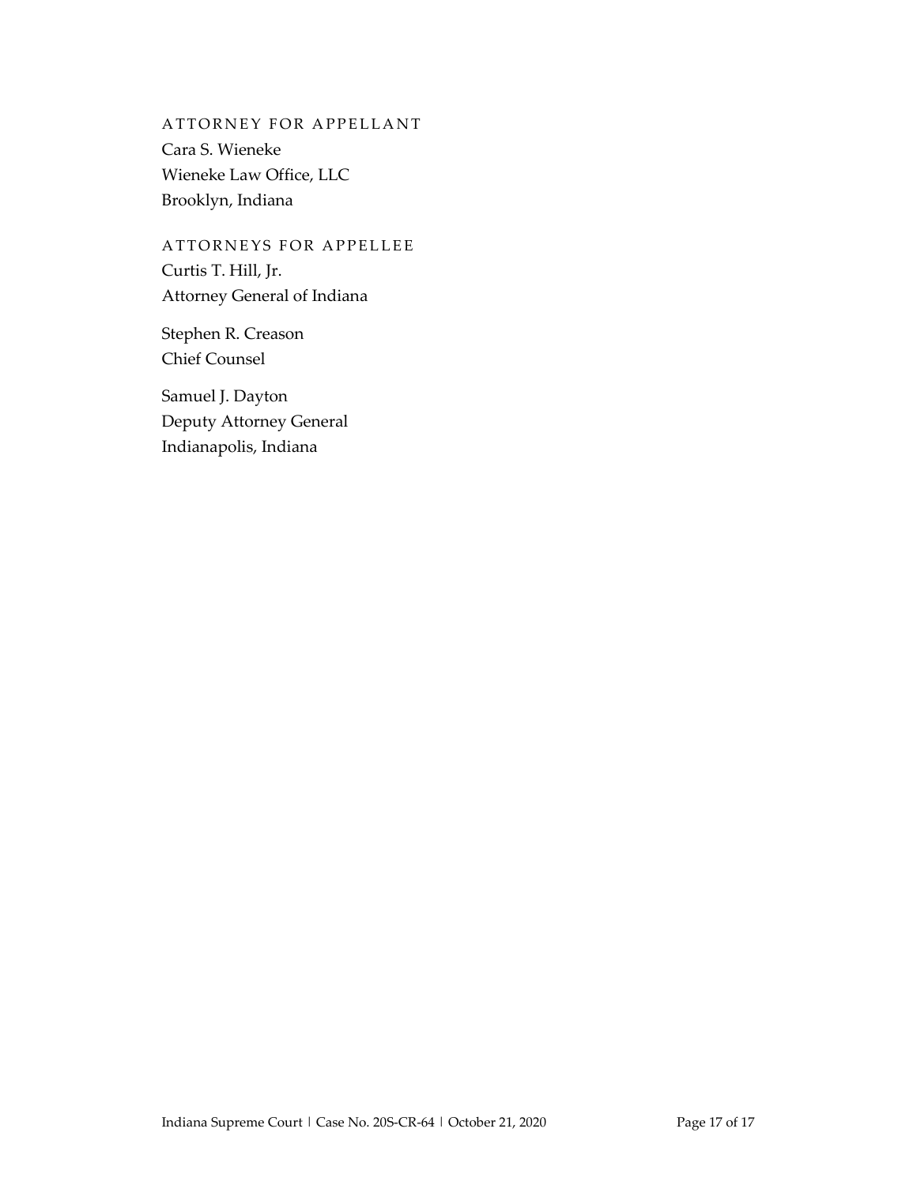ATTORNEY FOR APPELLANT

Cara S. Wieneke
Wieneke Law Office, LLC
Brooklyn, Indiana

ATTORNEYS FOR APPELLEE

Curtis T. Hill, Jr.
Attorney General of Indiana

Stephen R. Creason
Chief Counsel

Samuel J. Dayton
Deputy Attorney General
Indianapolis, Indiana